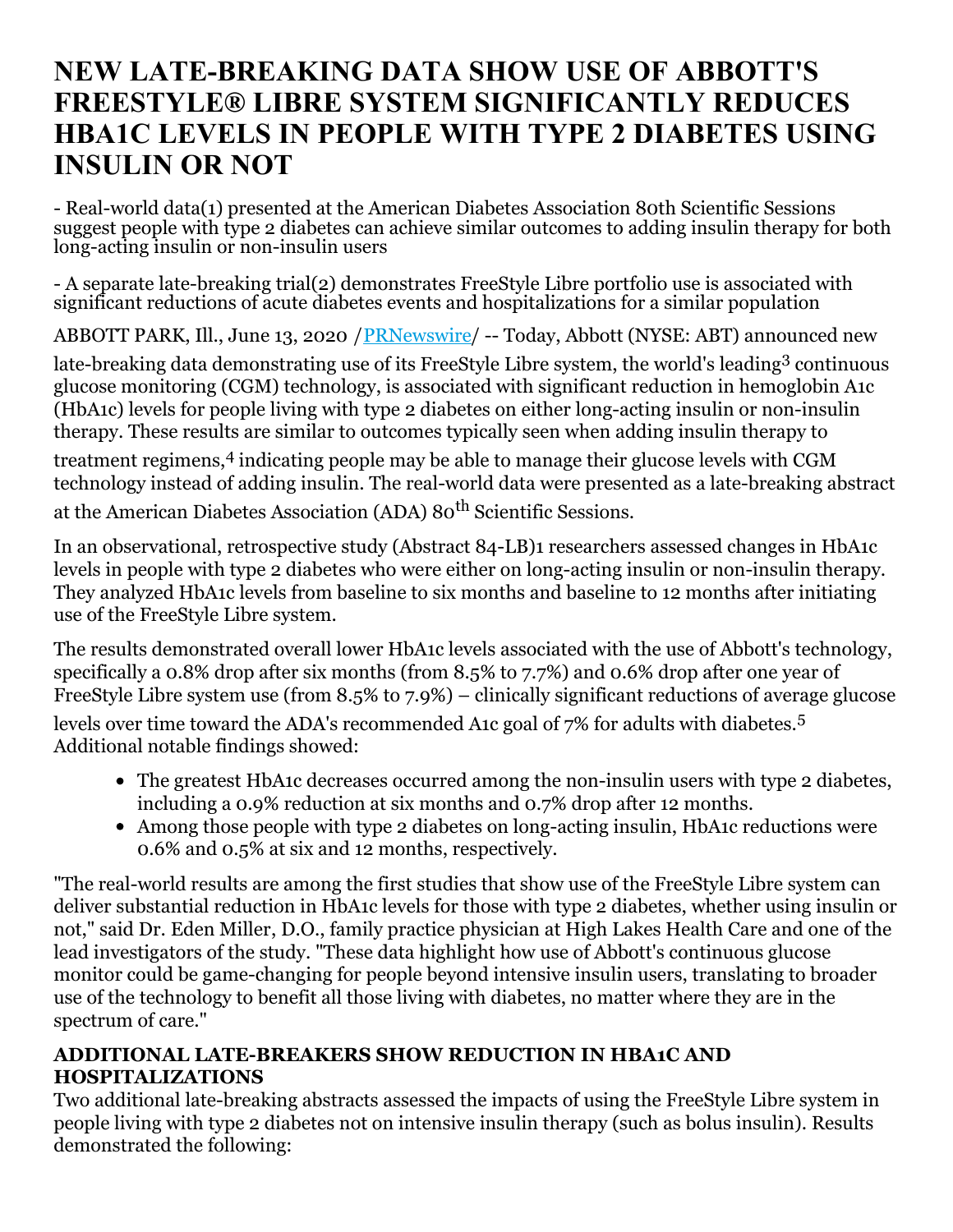# NEW LATE-BREAKING DATA SHOW USE OF ABBOTT'S FREESTYLE® LIBRE SYSTEM SIGNIFICANTLY REDUCES HBA1C LEVELS IN PEOPLE WITH TYPE 2 DIABETES USING INSULIN OR NOT

- Real-world data(1) presented at the American Diabetes Association 80th Scientific Sessions suggest people with type 2 diabetes can achieve similar outcomes to adding insulin therapy for both long-acting insulin or non-insulin users

- A separate late-breaking trial(2) demonstrates FreeStyle Libre portfolio use is associated with significant reductions of acute diabetes events and hospitalizations for a similar population

ABBOTT PARK, Ill., June 13, 2020 /PRNewswire/ -- Today, Abbott (NYSE: ABT) announced new late-breaking data demonstrating use of its FreeStyle Libre system, the world's leading[3] continuous glucose monitoring (CGM) technology, is associated with significant reduction in hemoglobin A1c (HbA1c) levels for people living with type 2 diabetes on either long-acting insulin or non-insulin therapy. These results are similar to outcomes typically seen when adding insulin therapy to treatment regimens,[4] indicating people may be able to manage their glucose levels with CGM technology instead of adding insulin. The real-world data were presented as a late-breaking abstract at the American Diabetes Association (ADA) 80th Scientific Sessions.

In an observational, retrospective study (Abstract 84-LB)1 researchers assessed changes in HbA1c levels in people with type 2 diabetes who were either on long-acting insulin or non-insulin therapy. They analyzed HbA1c levels from baseline to six months and baseline to 12 months after initiating use of the FreeStyle Libre system.

The results demonstrated overall lower HbA1c levels associated with the use of Abbott's technology, specifically a 0.8% drop after six months (from 8.5% to 7.7%) and 0.6% drop after one year of FreeStyle Libre system use (from 8.5% to 7.9%) – clinically significant reductions of average glucose levels over time toward the ADA's recommended A1c goal of 7% for adults with diabetes.[5] Additional notable findings showed:

- The greatest HbA1c decreases occurred among the non-insulin users with type 2 diabetes, including a 0.9% reduction at six months and 0.7% drop after 12 months.
- Among those people with type 2 diabetes on long-acting insulin, HbA1c reductions were 0.6% and 0.5% at six and 12 months, respectively.

"The real-world results are among the first studies that show use of the FreeStyle Libre system can deliver substantial reduction in HbA1c levels for those with type 2 diabetes, whether using insulin or not," said Dr. Eden Miller, D.O., family practice physician at High Lakes Health Care and one of the lead investigators of the study. "These data highlight how use of Abbott's continuous glucose monitor could be game-changing for people beyond intensive insulin users, translating to broader use of the technology to benefit all those living with diabetes, no matter where they are in the spectrum of care."

**ADDITIONAL LATE-BREAKERS SHOW REDUCTION IN HBA1C AND HOSPITALIZATIONS**

Two additional late-breaking abstracts assessed the impacts of using the FreeStyle Libre system in people living with type 2 diabetes not on intensive insulin therapy (such as bolus insulin). Results demonstrated the following: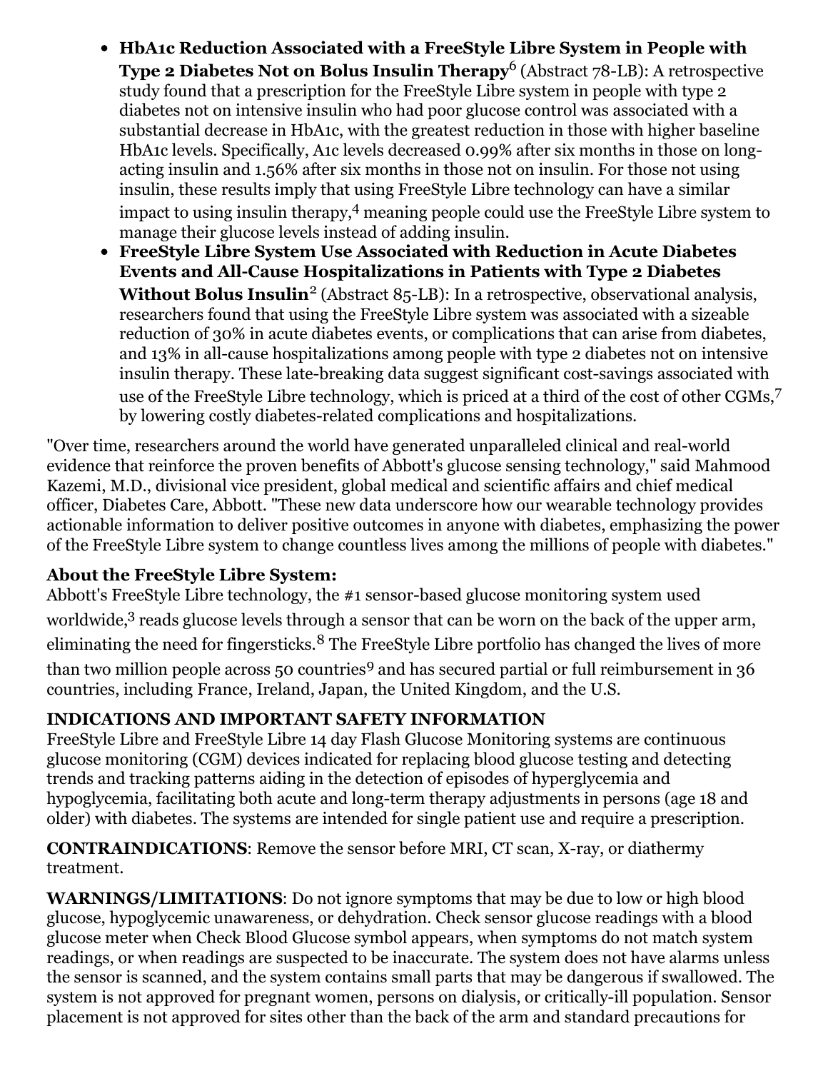- **HbA1c Reduction Associated with a FreeStyle Libre System in People with Type 2 Diabetes Not on Bolus Insulin Therapy**[6] (Abstract 78-LB): A retrospective study found that a prescription for the FreeStyle Libre system in people with type 2 diabetes not on intensive insulin who had poor glucose control was associated with a substantial decrease in HbA1c, with the greatest reduction in those with higher baseline HbA1c levels. Specifically, A1c levels decreased 0.99% after six months in those on long-acting insulin and 1.56% after six months in those not on insulin. For those not using insulin, these results imply that using FreeStyle Libre technology can have a similar impact to using insulin therapy,[4] meaning people could use the FreeStyle Libre system to manage their glucose levels instead of adding insulin.
- **FreeStyle Libre System Use Associated with Reduction in Acute Diabetes Events and All-Cause Hospitalizations in Patients with Type 2 Diabetes Without Bolus Insulin**[2] (Abstract 85-LB): In a retrospective, observational analysis, researchers found that using the FreeStyle Libre system was associated with a sizeable reduction of 30% in acute diabetes events, or complications that can arise from diabetes, and 13% in all-cause hospitalizations among people with type 2 diabetes not on intensive insulin therapy. These late-breaking data suggest significant cost-savings associated with use of the FreeStyle Libre technology, which is priced at a third of the cost of other CGMs,[7] by lowering costly diabetes-related complications and hospitalizations.

"Over time, researchers around the world have generated unparalleled clinical and real-world evidence that reinforce the proven benefits of Abbott's glucose sensing technology," said Mahmood Kazemi, M.D., divisional vice president, global medical and scientific affairs and chief medical officer, Diabetes Care, Abbott. "These new data underscore how our wearable technology provides actionable information to deliver positive outcomes in anyone with diabetes, emphasizing the power of the FreeStyle Libre system to change countless lives among the millions of people with diabetes."

**About the FreeStyle Libre System:**
Abbott's FreeStyle Libre technology, the #1 sensor-based glucose monitoring system used worldwide,[3] reads glucose levels through a sensor that can be worn on the back of the upper arm, eliminating the need for fingersticks.[8] The FreeStyle Libre portfolio has changed the lives of more than two million people across 50 countries[9] and has secured partial or full reimbursement in 36 countries, including France, Ireland, Japan, the United Kingdom, and the U.S.

**INDICATIONS AND IMPORTANT SAFETY INFORMATION**
FreeStyle Libre and FreeStyle Libre 14 day Flash Glucose Monitoring systems are continuous glucose monitoring (CGM) devices indicated for replacing blood glucose testing and detecting trends and tracking patterns aiding in the detection of episodes of hyperglycemia and hypoglycemia, facilitating both acute and long-term therapy adjustments in persons (age 18 and older) with diabetes. The systems are intended for single patient use and require a prescription.

**CONTRAINDICATIONS**: Remove the sensor before MRI, CT scan, X-ray, or diathermy treatment.

**WARNINGS/LIMITATIONS**: Do not ignore symptoms that may be due to low or high blood glucose, hypoglycemic unawareness, or dehydration. Check sensor glucose readings with a blood glucose meter when Check Blood Glucose symbol appears, when symptoms do not match system readings, or when readings are suspected to be inaccurate. The system does not have alarms unless the sensor is scanned, and the system contains small parts that may be dangerous if swallowed. The system is not approved for pregnant women, persons on dialysis, or critically-ill population. Sensor placement is not approved for sites other than the back of the arm and standard precautions for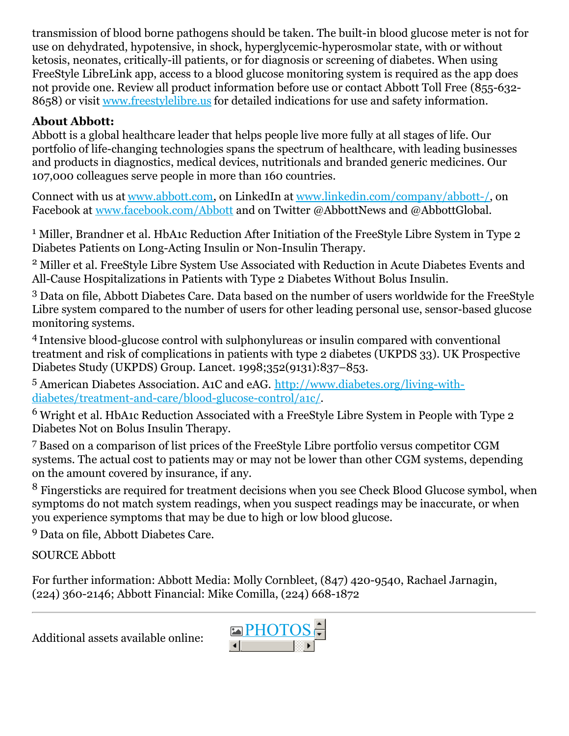transmission of blood borne pathogens should be taken. The built-in blood glucose meter is not for use on dehydrated, hypotensive, in shock, hyperglycemic-hyperosmolar state, with or without ketosis, neonates, critically-ill patients, or for diagnosis or screening of diabetes. When using FreeStyle LibreLink app, access to a blood glucose monitoring system is required as the app does not provide one. Review all product information before use or contact Abbott Toll Free (855-632-8658) or visit [www.freestylelibre.us](http://www.freestylelibre.us) for detailed indications for use and safety information.

**About Abbott:**
Abbott is a global healthcare leader that helps people live more fully at all stages of life. Our portfolio of life-changing technologies spans the spectrum of healthcare, with leading businesses and products in diagnostics, medical devices, nutritionals and branded generic medicines. Our 107,000 colleagues serve people in more than 160 countries.

Connect with us at [www.abbott.com](http://www.abbott.com), on LinkedIn at [www.linkedin.com/company/abbott-/](http://www.linkedin.com/company/abbott-/), on Facebook at [www.facebook.com/Abbott](http://www.facebook.com/Abbott) and on Twitter @AbbottNews and @AbbottGlobal.

[1] Miller, Brandner et al. HbA1c Reduction After Initiation of the FreeStyle Libre System in Type 2 Diabetes Patients on Long-Acting Insulin or Non-Insulin Therapy.

[2] Miller et al. FreeStyle Libre System Use Associated with Reduction in Acute Diabetes Events and All-Cause Hospitalizations in Patients with Type 2 Diabetes Without Bolus Insulin.

[3] Data on file, Abbott Diabetes Care. Data based on the number of users worldwide for the FreeStyle Libre system compared to the number of users for other leading personal use, sensor-based glucose monitoring systems.

[4] Intensive blood-glucose control with sulphonylureas or insulin compared with conventional treatment and risk of complications in patients with type 2 diabetes (UKPDS 33). UK Prospective Diabetes Study (UKPDS) Group. Lancet. 1998;352(9131):837–853.

[5] American Diabetes Association. A1C and eAG. [http://www.diabetes.org/living-with-diabetes/treatment-and-care/blood-glucose-control/a1c/](http://www.diabetes.org/living-with-diabetes/treatment-and-care/blood-glucose-control/a1c/).

[6] Wright et al. HbA1c Reduction Associated with a FreeStyle Libre System in People with Type 2 Diabetes Not on Bolus Insulin Therapy.

[7] Based on a comparison of list prices of the FreeStyle Libre portfolio versus competitor CGM systems. The actual cost to patients may or may not be lower than other CGM systems, depending on the amount covered by insurance, if any.

[8] Fingersticks are required for treatment decisions when you see Check Blood Glucose symbol, when symptoms do not match system readings, when you suspect readings may be inaccurate, or when you experience symptoms that may be due to high or low blood glucose.

[9] Data on file, Abbott Diabetes Care.

SOURCE Abbott

For further information: Abbott Media: Molly Cornbleet, (847) 420-9540, Rachael Jarnagin, (224) 360-2146; Abbott Financial: Mike Comilla, (224) 668-1872

---

Additional assets available online: PHOTOS